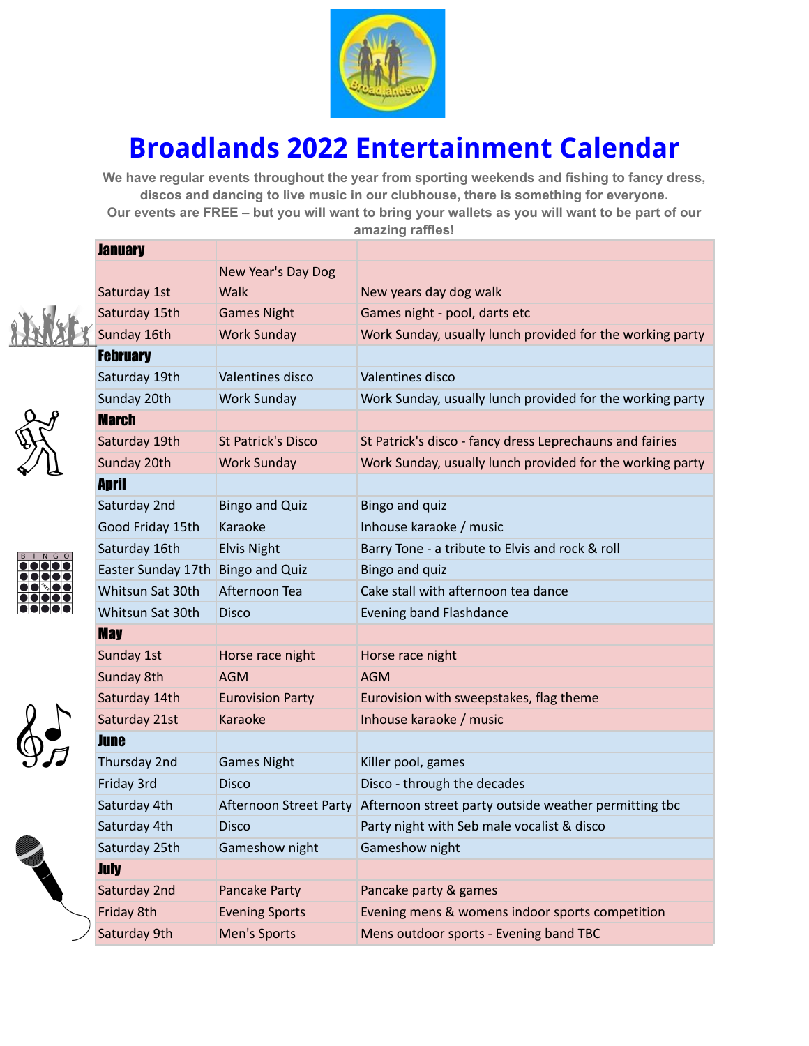# Broadlands 2022 Entertainment Calendar

We have regular events throughout the year from sporting weekends and fishing to fancy dress, discos and dancing to live music in our clubhouse, there is something for everyone.
Our events are FREE – but you will want to bring your wallets as you will want to be part of our amazing raffles!

| **January** | | |
|---|---|---|
| Saturday 1st | New Year's Day Dog Walk | New years day dog walk |
| Saturday 15th | Games Night | Games night - pool, darts etc |
| Sunday 16th | Work Sunday | Work Sunday, usually lunch provided for the working party |
| **February** | | |
| Saturday 19th | Valentines disco | Valentines disco |
| Sunday 20th | Work Sunday | Work Sunday, usually lunch provided for the working party |
| **March** | | |
| Saturday 19th | St Patrick's Disco | St Patrick's disco - fancy dress Leprechauns and fairies |
| Sunday 20th | Work Sunday | Work Sunday, usually lunch provided for the working party |
| **April** | | |
| Saturday 2nd | Bingo and Quiz | Bingo and quiz |
| Good Friday 15th | Karaoke | Inhouse karaoke / music |
| Saturday 16th | Elvis Night | Barry Tone - a tribute to Elvis and rock & roll |
| Easter Sunday 17th | Bingo and Quiz | Bingo and quiz |
| Whitsun Sat 30th | Afternoon Tea | Cake stall with afternoon tea dance |
| Whitsun Sat 30th | Disco | Evening band Flashdance |
| **May** | | |
| Sunday 1st | Horse race night | Horse race night |
| Sunday 8th | AGM | AGM |
| Saturday 14th | Eurovision Party | Eurovision with sweepstakes, flag theme |
| Saturday 21st | Karaoke | Inhouse karaoke / music |
| **June** | | |
| Thursday 2nd | Games Night | Killer pool, games |
| Friday 3rd | Disco | Disco - through the decades |
| Saturday 4th | Afternoon Street Party | Afternoon street party outside weather permitting tbc |
| Saturday 4th | Disco | Party night with Seb male vocalist & disco |
| Saturday 25th | Gameshow night | Gameshow night |
| **July** | | |
| Saturday 2nd | Pancake Party | Pancake party & games |
| Friday 8th | Evening Sports | Evening mens & womens indoor sports competition |
| Saturday 9th | Men's Sports | Mens outdoor sports - Evening band TBC |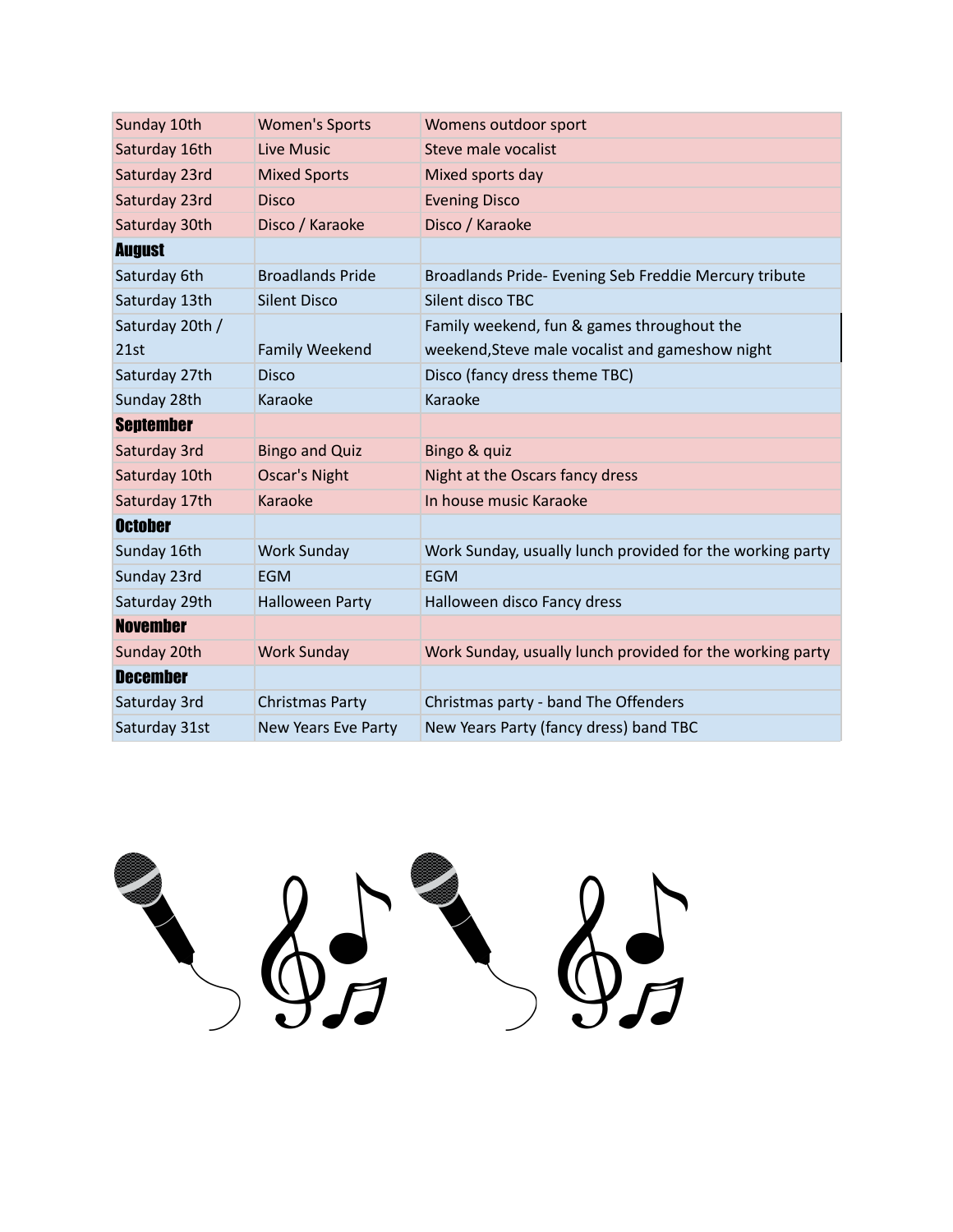| | | |
|---|---|---|
| Sunday 10th | Women's Sports | Womens outdoor sport |
| Saturday 16th | Live Music | Steve male vocalist |
| Saturday 23rd | Mixed Sports | Mixed sports day |
| Saturday 23rd | Disco | Evening Disco |
| Saturday 30th | Disco / Karaoke | Disco / Karaoke |
| **August** | | |
| Saturday 6th | Broadlands Pride | Broadlands Pride- Evening Seb Freddie Mercury tribute |
| Saturday 13th | Silent Disco | Silent disco TBC |
| Saturday 20th / 21st | Family Weekend | Family weekend, fun & games throughout the weekend,Steve male vocalist and gameshow night |
| Saturday 27th | Disco | Disco (fancy dress theme TBC) |
| Sunday 28th | Karaoke | Karaoke |
| **September** | | |
| Saturday 3rd | Bingo and Quiz | Bingo & quiz |
| Saturday 10th | Oscar's Night | Night at the Oscars fancy dress |
| Saturday 17th | Karaoke | In house music Karaoke |
| **October** | | |
| Sunday 16th | Work Sunday | Work Sunday, usually lunch provided for the working party |
| Sunday 23rd | EGM | EGM |
| Saturday 29th | Halloween Party | Halloween disco Fancy dress |
| **November** | | |
| Sunday 20th | Work Sunday | Work Sunday, usually lunch provided for the working party |
| **December** | | |
| Saturday 3rd | Christmas Party | Christmas party - band The Offenders |
| Saturday 31st | New Years Eve Party | New Years Party (fancy dress) band TBC |